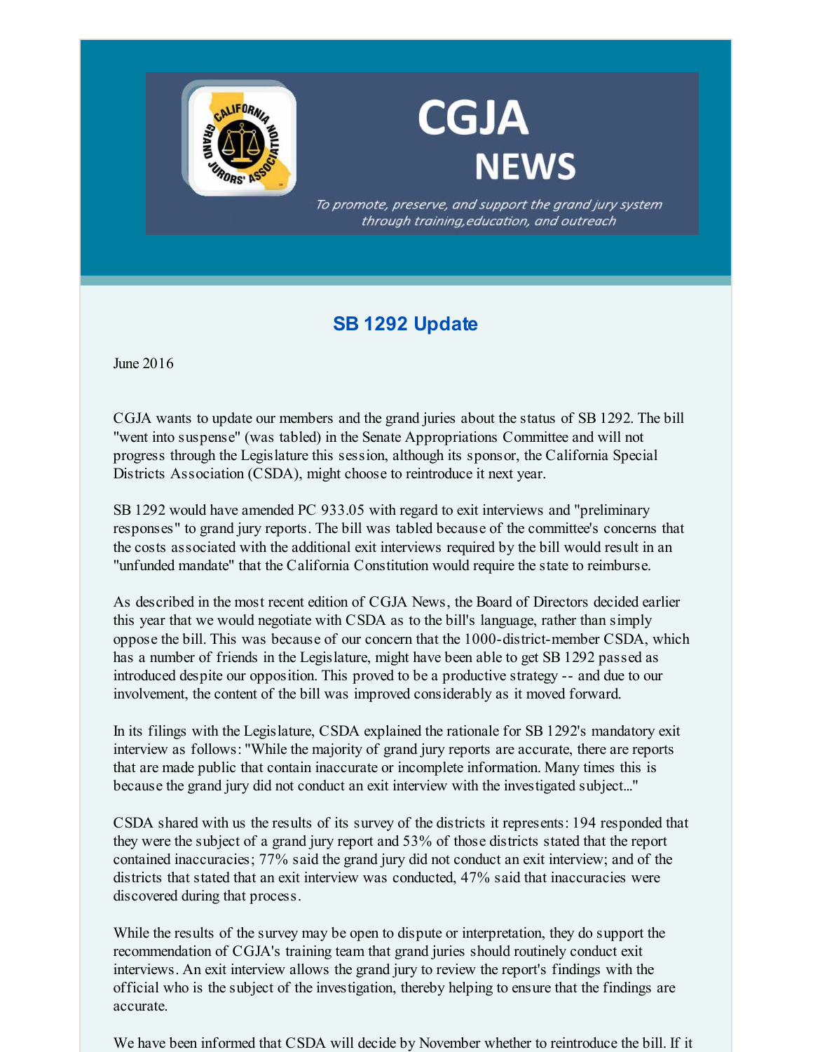# CGJA NEWS

*To promote, preserve, and support the grand jury system through training, education, and outreach*

## SB 1292 Update

June 2016

CGJA wants to update our members and the grand juries about the status of SB 1292. The bill "went into suspense" (was tabled) in the Senate Appropriations Committee and will not progress through the Legislature this session, although its sponsor, the California Special Districts Association (CSDA), might choose to reintroduce it next year.

SB 1292 would have amended PC 933.05 with regard to exit interviews and "preliminary responses" to grand jury reports. The bill was tabled because of the committee's concerns that the costs associated with the additional exit interviews required by the bill would result in an "unfunded mandate" that the California Constitution would require the state to reimburse.

As described in the most recent edition of CGJA News, the Board of Directors decided earlier this year that we would negotiate with CSDA as to the bill's language, rather than simply oppose the bill. This was because of our concern that the 1000-district-member CSDA, which has a number of friends in the Legislature, might have been able to get SB 1292 passed as introduced despite our opposition. This proved to be a productive strategy -- and due to our involvement, the content of the bill was improved considerably as it moved forward.

In its filings with the Legislature, CSDA explained the rationale for SB 1292's mandatory exit interview as follows: "While the majority of grand jury reports are accurate, there are reports that are made public that contain inaccurate or incomplete information. Many times this is because the grand jury did not conduct an exit interview with the investigated subject..."

CSDA shared with us the results of its survey of the districts it represents: 194 responded that they were the subject of a grand jury report and 53% of those districts stated that the report contained inaccuracies; 77% said the grand jury did not conduct an exit interview; and of the districts that stated that an exit interview was conducted, 47% said that inaccuracies were discovered during that process.

While the results of the survey may be open to dispute or interpretation, they do support the recommendation of CGJA's training team that grand juries should routinely conduct exit interviews. An exit interview allows the grand jury to review the report's findings with the official who is the subject of the investigation, thereby helping to ensure that the findings are accurate.

We have been informed that CSDA will decide by November whether to reintroduce the bill. If it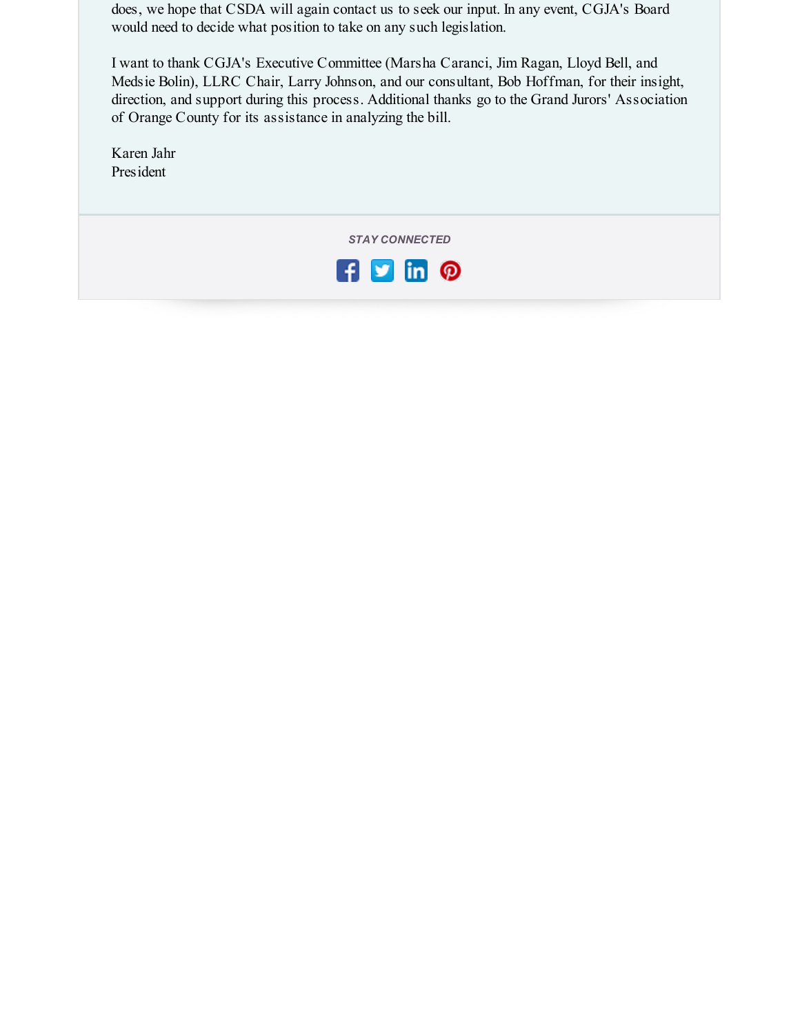does, we hope that CSDA will again contact us to seek our input. In any event, CGJA's Board would need to decide what position to take on any such legislation.

I want to thank CGJA's Executive Committee (Marsha Caranci, Jim Ragan, Lloyd Bell, and Medsie Bolin), LLRC Chair, Larry Johnson, and our consultant, Bob Hoffman, for their insight, direction, and support during this process. Additional thanks go to the Grand Jurors' Association of Orange County for its assistance in analyzing the bill.

Karen Jahr
President

***STAY CONNECTED***